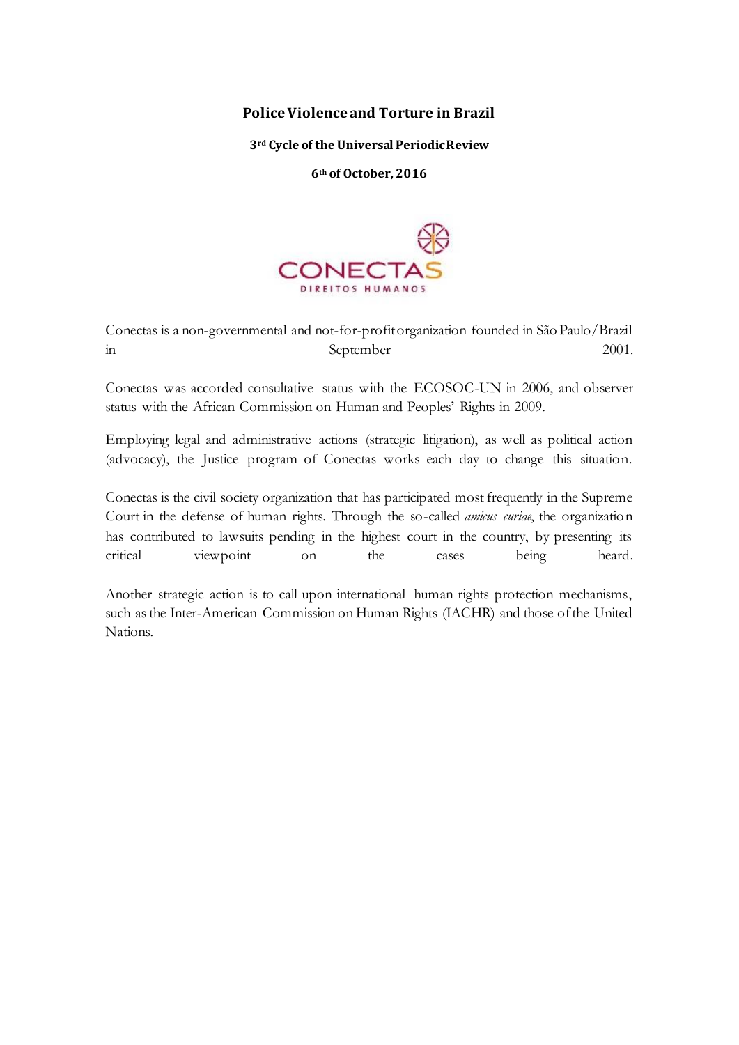# Police Violence and Torture in Brazil

**3rd Cycle of the Universal Periodic Review**

**6th of October, 2016**

CONECTAS DIREITOS HUMANOS

Conectas is a non-governmental and not-for-profit organization founded in São Paulo/Brazil in September 2001.

Conectas was accorded consultative status with the ECOSOC-UN in 2006, and observer status with the African Commission on Human and Peoples' Rights in 2009.

Employing legal and administrative actions (strategic litigation), as well as political action (advocacy), the Justice program of Conectas works each day to change this situation.

Conectas is the civil society organization that has participated most frequently in the Supreme Court in the defense of human rights. Through the so-called *amicus curiae*, the organization has contributed to lawsuits pending in the highest court in the country, by presenting its critical viewpoint on the cases being heard.

Another strategic action is to call upon international human rights protection mechanisms, such as the Inter-American Commission on Human Rights (IACHR) and those of the United Nations.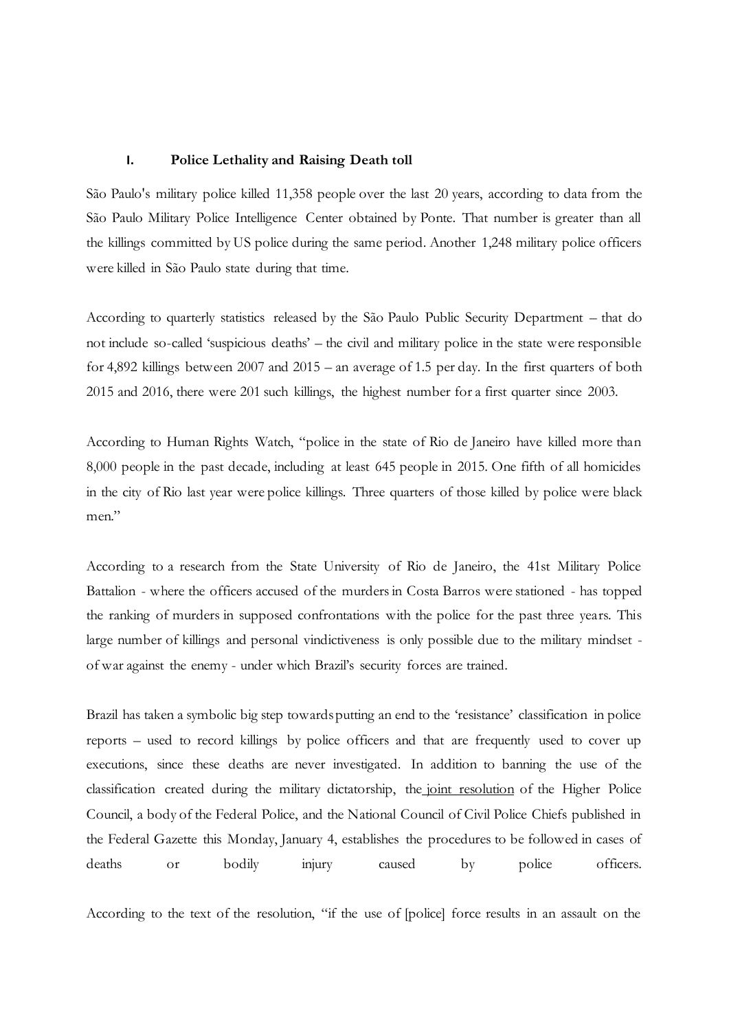## I. Police Lethality and Raising Death toll

São Paulo's military police killed 11,358 people over the last 20 years, according to data from the São Paulo Military Police Intelligence Center obtained by Ponte. That number is greater than all the killings committed by US police during the same period. Another 1,248 military police officers were killed in São Paulo state during that time.

According to quarterly statistics released by the São Paulo Public Security Department – that do not include so-called 'suspicious deaths' – the civil and military police in the state were responsible for 4,892 killings between 2007 and 2015 – an average of 1.5 per day. In the first quarters of both 2015 and 2016, there were 201 such killings, the highest number for a first quarter since 2003.

According to Human Rights Watch, "police in the state of Rio de Janeiro have killed more than 8,000 people in the past decade, including at least 645 people in 2015. One fifth of all homicides in the city of Rio last year were police killings. Three quarters of those killed by police were black men."

According to a research from the State University of Rio de Janeiro, the 41st Military Police Battalion - where the officers accused of the murders in Costa Barros were stationed - has topped the ranking of murders in supposed confrontations with the police for the past three years. This large number of killings and personal vindictiveness is only possible due to the military mindset - of war against the enemy - under which Brazil's security forces are trained.

Brazil has taken a symbolic big step towards putting an end to the 'resistance' classification in police reports – used to record killings by police officers and that are frequently used to cover up executions, since these deaths are never investigated. In addition to banning the use of the classification created during the military dictatorship, the joint resolution of the Higher Police Council, a body of the Federal Police, and the National Council of Civil Police Chiefs published in the Federal Gazette this Monday, January 4, establishes the procedures to be followed in cases of deaths or bodily injury caused by police officers.

According to the text of the resolution, "if the use of [police] force results in an assault on the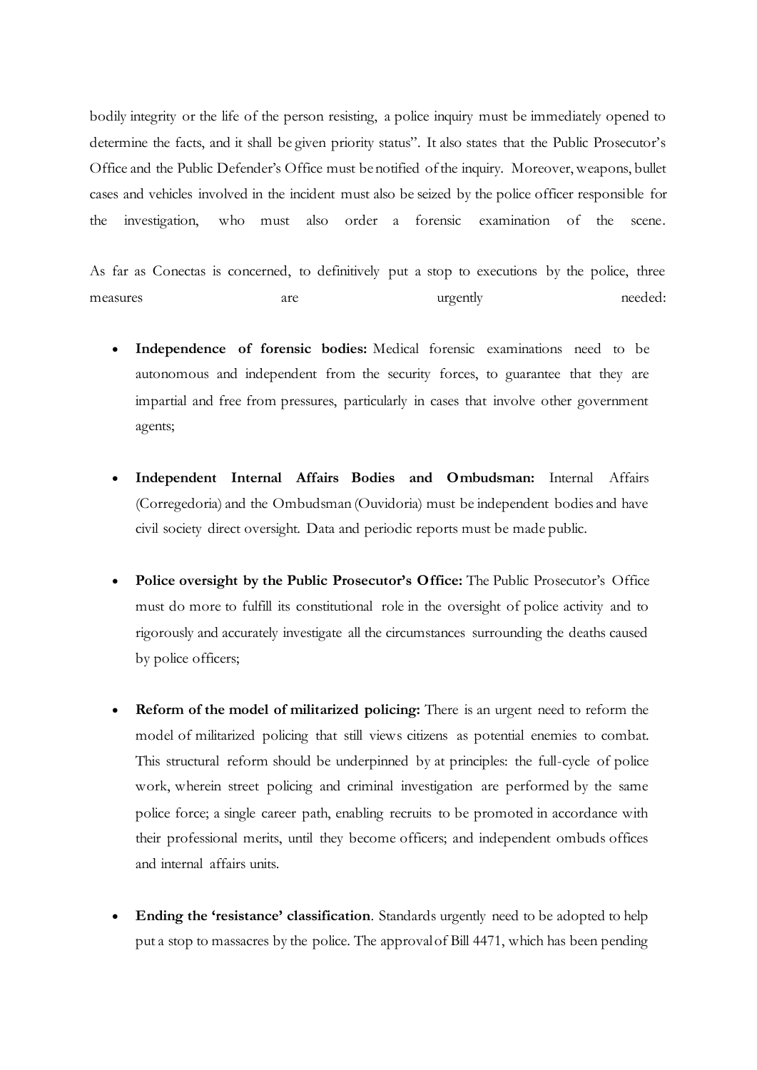bodily integrity or the life of the person resisting, a police inquiry must be immediately opened to determine the facts, and it shall be given priority status". It also states that the Public Prosecutor's Office and the Public Defender's Office must be notified of the inquiry. Moreover, weapons, bullet cases and vehicles involved in the incident must also be seized by the police officer responsible for the investigation, who must also order a forensic examination of the scene.

As far as Conectas is concerned, to definitively put a stop to executions by the police, three measures are urgently needed:

- **Independence of forensic bodies:** Medical forensic examinations need to be autonomous and independent from the security forces, to guarantee that they are impartial and free from pressures, particularly in cases that involve other government agents;

- **Independent Internal Affairs Bodies and Ombudsman:** Internal Affairs (Corregedoria) and the Ombudsman (Ouvidoria) must be independent bodies and have civil society direct oversight. Data and periodic reports must be made public.

- **Police oversight by the Public Prosecutor's Office:** The Public Prosecutor's Office must do more to fulfill its constitutional role in the oversight of police activity and to rigorously and accurately investigate all the circumstances surrounding the deaths caused by police officers;

- **Reform of the model of militarized policing:** There is an urgent need to reform the model of militarized policing that still views citizens as potential enemies to combat. This structural reform should be underpinned by at principles: the full-cycle of police work, wherein street policing and criminal investigation are performed by the same police force; a single career path, enabling recruits to be promoted in accordance with their professional merits, until they become officers; and independent ombuds offices and internal affairs units.

- **Ending the 'resistance' classification**. Standards urgently need to be adopted to help put a stop to massacres by the police. The approval of Bill 4471, which has been pending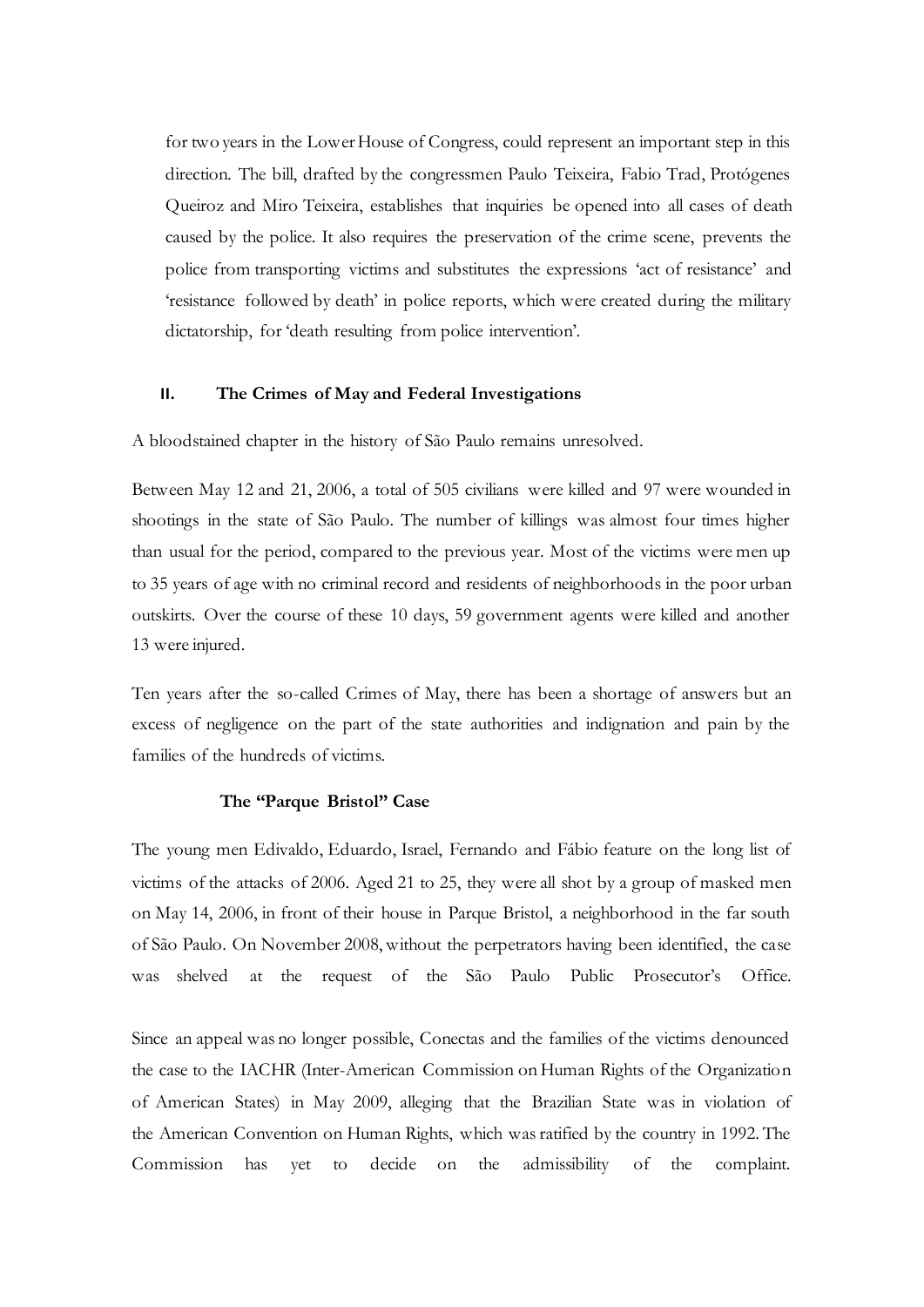for two years in the Lower House of Congress, could represent an important step in this direction. The bill, drafted by the congressmen Paulo Teixeira, Fabio Trad, Protógenes Queiroz and Miro Teixeira, establishes that inquiries be opened into all cases of death caused by the police. It also requires the preservation of the crime scene, prevents the police from transporting victims and substitutes the expressions 'act of resistance' and 'resistance followed by death' in police reports, which were created during the military dictatorship, for 'death resulting from police intervention'.

## II. The Crimes of May and Federal Investigations

A bloodstained chapter in the history of São Paulo remains unresolved.

Between May 12 and 21, 2006, a total of 505 civilians were killed and 97 were wounded in shootings in the state of São Paulo. The number of killings was almost four times higher than usual for the period, compared to the previous year. Most of the victims were men up to 35 years of age with no criminal record and residents of neighborhoods in the poor urban outskirts. Over the course of these 10 days, 59 government agents were killed and another 13 were injured.

Ten years after the so-called Crimes of May, there has been a shortage of answers but an excess of negligence on the part of the state authorities and indignation and pain by the families of the hundreds of victims.

### The "Parque Bristol" Case

The young men Edivaldo, Eduardo, Israel, Fernando and Fábio feature on the long list of victims of the attacks of 2006. Aged 21 to 25, they were all shot by a group of masked men on May 14, 2006, in front of their house in Parque Bristol, a neighborhood in the far south of São Paulo. On November 2008, without the perpetrators having been identified, the case was shelved at the request of the São Paulo Public Prosecutor's Office.

Since an appeal was no longer possible, Conectas and the families of the victims denounced the case to the IACHR (Inter-American Commission on Human Rights of the Organization of American States) in May 2009, alleging that the Brazilian State was in violation of the American Convention on Human Rights, which was ratified by the country in 1992. The Commission has yet to decide on the admissibility of the complaint.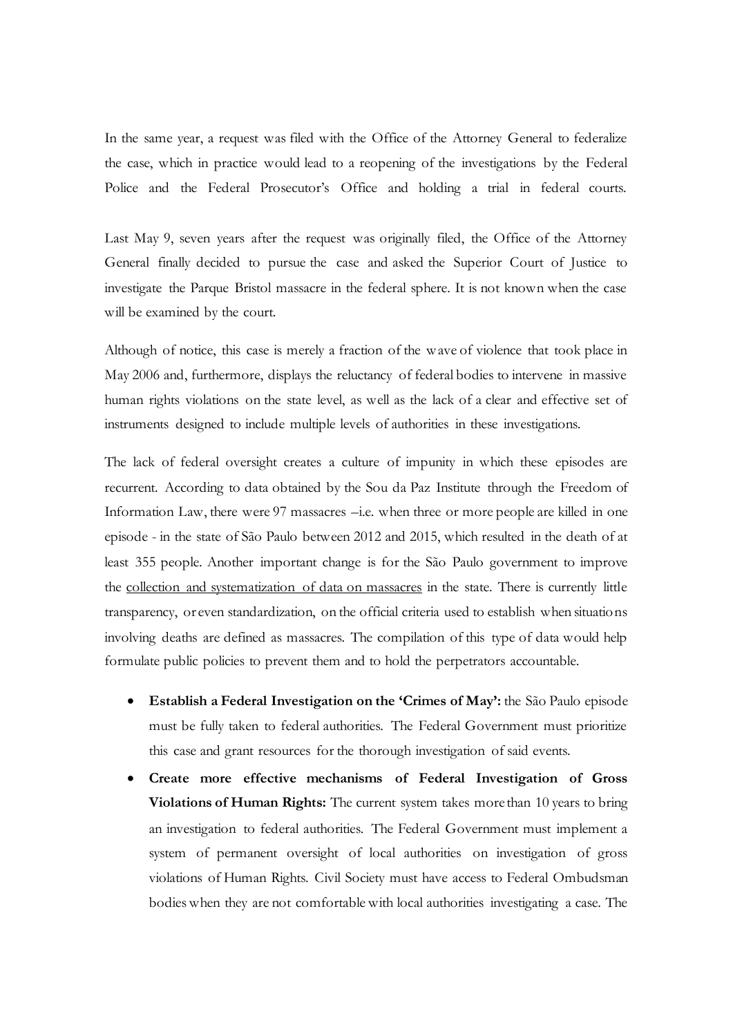In the same year, a request was filed with the Office of the Attorney General to federalize the case, which in practice would lead to a reopening of the investigations by the Federal Police and the Federal Prosecutor's Office and holding a trial in federal courts.

Last May 9, seven years after the request was originally filed, the Office of the Attorney General finally decided to pursue the case and asked the Superior Court of Justice to investigate the Parque Bristol massacre in the federal sphere. It is not known when the case will be examined by the court.

Although of notice, this case is merely a fraction of the wave of violence that took place in May 2006 and, furthermore, displays the reluctancy of federal bodies to intervene in massive human rights violations on the state level, as well as the lack of a clear and effective set of instruments designed to include multiple levels of authorities in these investigations.

The lack of federal oversight creates a culture of impunity in which these episodes are recurrent. According to data obtained by the Sou da Paz Institute through the Freedom of Information Law, there were 97 massacres –i.e. when three or more people are killed in one episode - in the state of São Paulo between 2012 and 2015, which resulted in the death of at least 355 people. Another important change is for the São Paulo government to improve the collection and systematization of data on massacres in the state. There is currently little transparency, or even standardization, on the official criteria used to establish when situations involving deaths are defined as massacres. The compilation of this type of data would help formulate public policies to prevent them and to hold the perpetrators accountable.

- **Establish a Federal Investigation on the 'Crimes of May':** the São Paulo episode must be fully taken to federal authorities. The Federal Government must prioritize this case and grant resources for the thorough investigation of said events.
- **Create more effective mechanisms of Federal Investigation of Gross Violations of Human Rights:** The current system takes more than 10 years to bring an investigation to federal authorities. The Federal Government must implement a system of permanent oversight of local authorities on investigation of gross violations of Human Rights. Civil Society must have access to Federal Ombudsman bodies when they are not comfortable with local authorities investigating a case. The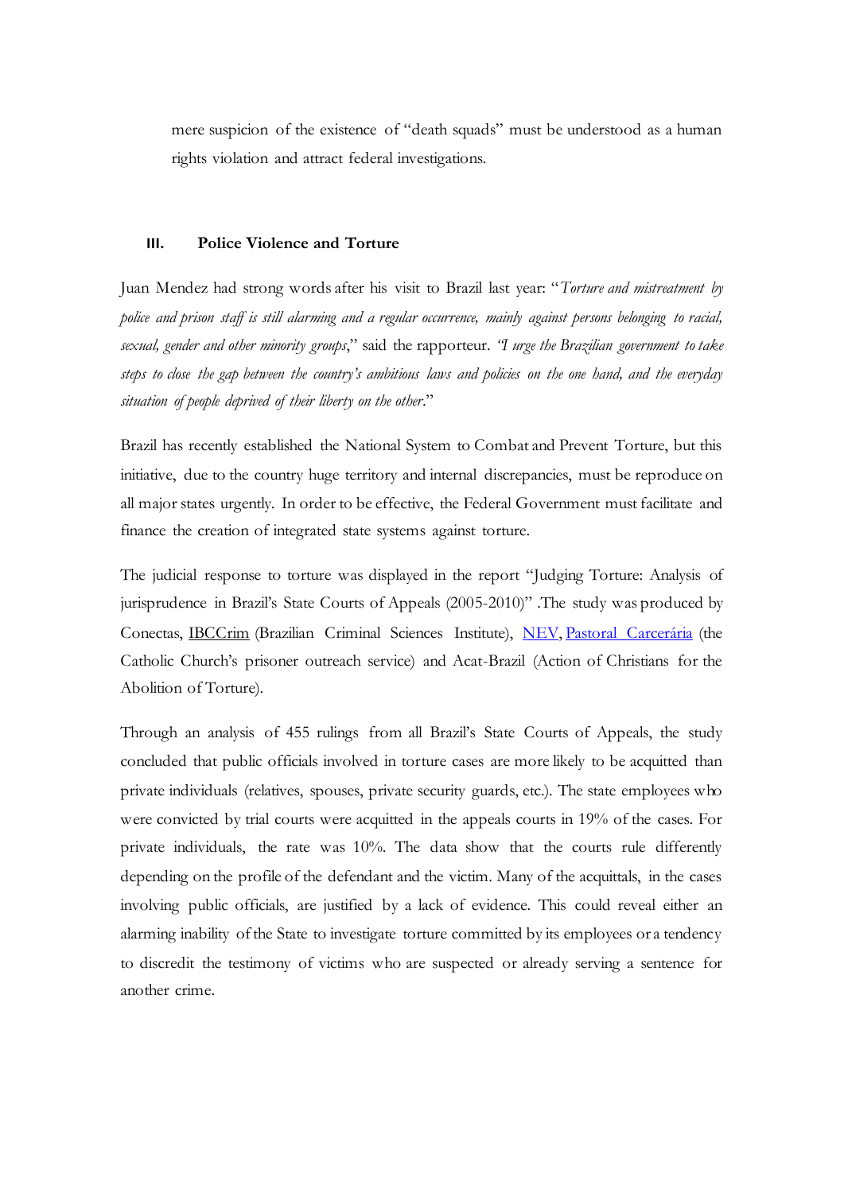mere suspicion of the existence of "death squads" must be understood as a human rights violation and attract federal investigations.

## III. Police Violence and Torture

Juan Mendez had strong words after his visit to Brazil last year: "*Torture and mistreatment by police and prison staff is still alarming and a regular occurrence, mainly against persons belonging to racial, sexual, gender and other minority groups*," said the rapporteur. *"I urge the Brazilian government to take steps to close the gap between the country's ambitious laws and policies on the one hand, and the everyday situation of people deprived of their liberty on the other*."

Brazil has recently established the National System to Combat and Prevent Torture, but this initiative, due to the country huge territory and internal discrepancies, must be reproduce on all major states urgently. In order to be effective, the Federal Government must facilitate and finance the creation of integrated state systems against torture.

The judicial response to torture was displayed in the report "Judging Torture: Analysis of jurisprudence in Brazil's State Courts of Appeals (2005-2010)" .The study was produced by Conectas, IBCCrim (Brazilian Criminal Sciences Institute), NEV, Pastoral Carcerária (the Catholic Church's prisoner outreach service) and Acat-Brazil (Action of Christians for the Abolition of Torture).

Through an analysis of 455 rulings from all Brazil's State Courts of Appeals, the study concluded that public officials involved in torture cases are more likely to be acquitted than private individuals (relatives, spouses, private security guards, etc.). The state employees who were convicted by trial courts were acquitted in the appeals courts in 19% of the cases. For private individuals, the rate was 10%. The data show that the courts rule differently depending on the profile of the defendant and the victim. Many of the acquittals, in the cases involving public officials, are justified by a lack of evidence. This could reveal either an alarming inability of the State to investigate torture committed by its employees or a tendency to discredit the testimony of victims who are suspected or already serving a sentence for another crime.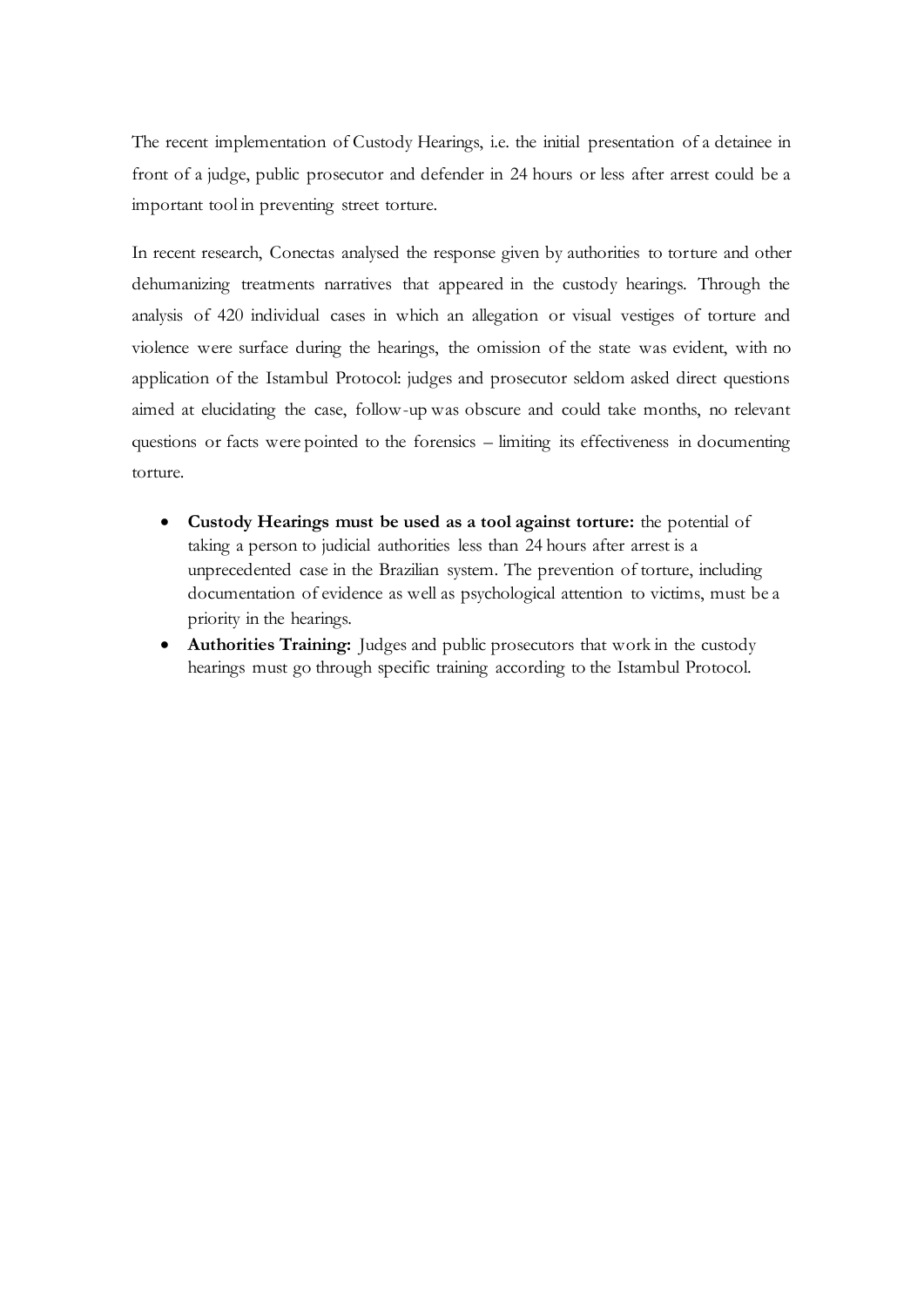The recent implementation of Custody Hearings, i.e. the initial presentation of a detainee in front of a judge, public prosecutor and defender in 24 hours or less after arrest could be a important tool in preventing street torture.

In recent research, Conectas analysed the response given by authorities to torture and other dehumanizing treatments narratives that appeared in the custody hearings. Through the analysis of 420 individual cases in which an allegation or visual vestiges of torture and violence were surface during the hearings, the omission of the state was evident, with no application of the Istambul Protocol: judges and prosecutor seldom asked direct questions aimed at elucidating the case, follow-up was obscure and could take months, no relevant questions or facts were pointed to the forensics – limiting its effectiveness in documenting torture.

- **Custody Hearings must be used as a tool against torture:** the potential of taking a person to judicial authorities less than 24 hours after arrest is a unprecedented case in the Brazilian system. The prevention of torture, including documentation of evidence as well as psychological attention to victims, must be a priority in the hearings.
- **Authorities Training:** Judges and public prosecutors that work in the custody hearings must go through specific training according to the Istambul Protocol.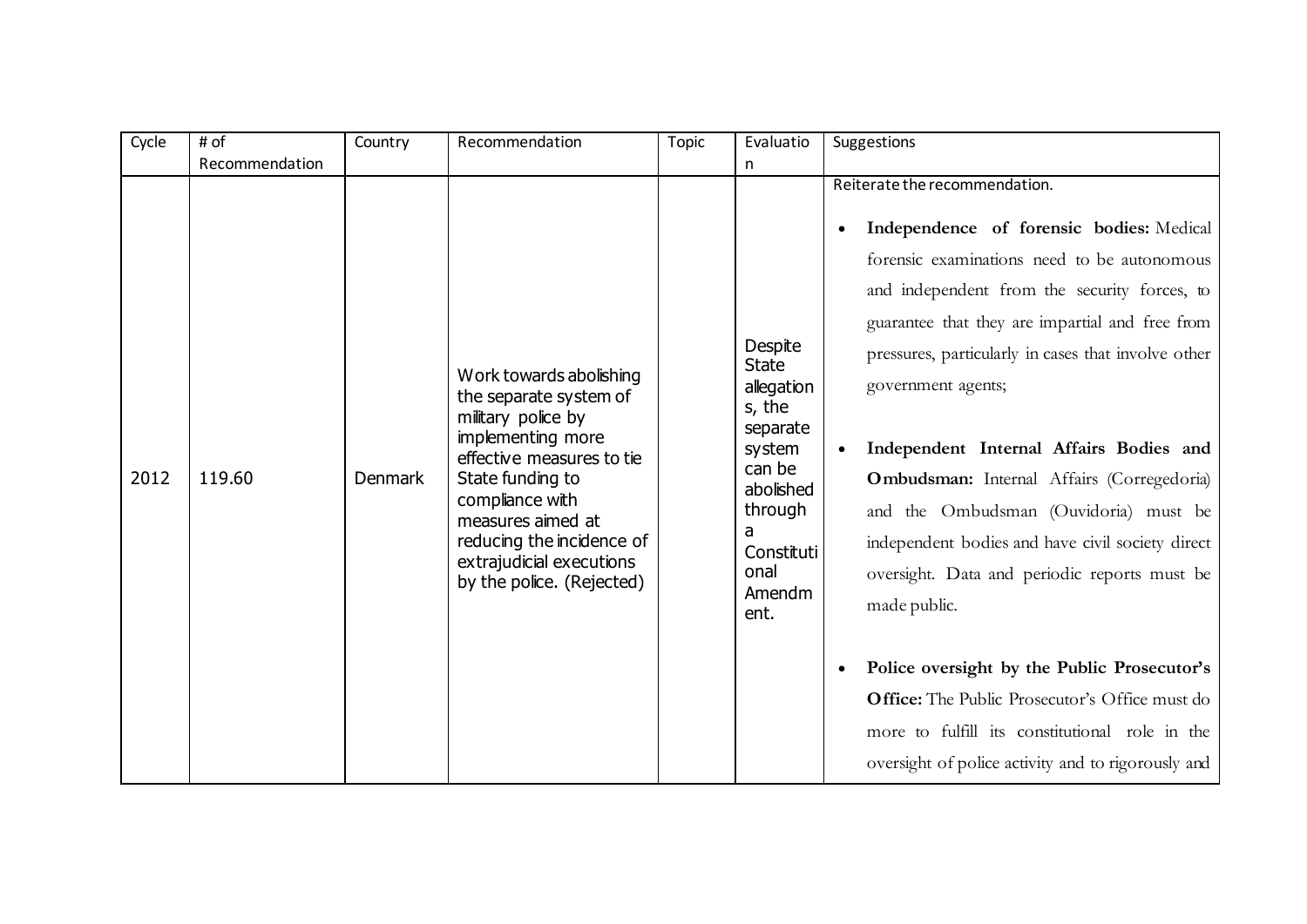| Cycle | # of Recommendation | Country | Recommendation | Topic | Evaluation | Suggestions |
|---|---|---|---|---|---|---|
| 2012 | 119.60 | Denmark | Work towards abolishing the separate system of military police by implementing more effective measures to tie State funding to compliance with measures aimed at reducing the incidence of extrajudicial executions by the police. (Rejected) | | Despite State allegations, the separate system can be abolished through a Constitutional Amendment. | Reiterate the recommendation.<br><br>• **Independence of forensic bodies:** Medical forensic examinations need to be autonomous and independent from the security forces, to guarantee that they are impartial and free from pressures, particularly in cases that involve other government agents;<br><br>• **Independent Internal Affairs Bodies and Ombudsman:** Internal Affairs (Corregedoria) and the Ombudsman (Ouvidoria) must be independent bodies and have civil society direct oversight. Data and periodic reports must be made public.<br><br>• **Police oversight by the Public Prosecutor's Office:** The Public Prosecutor's Office must do more to fulfill its constitutional role in the oversight of police activity and to rigorously and |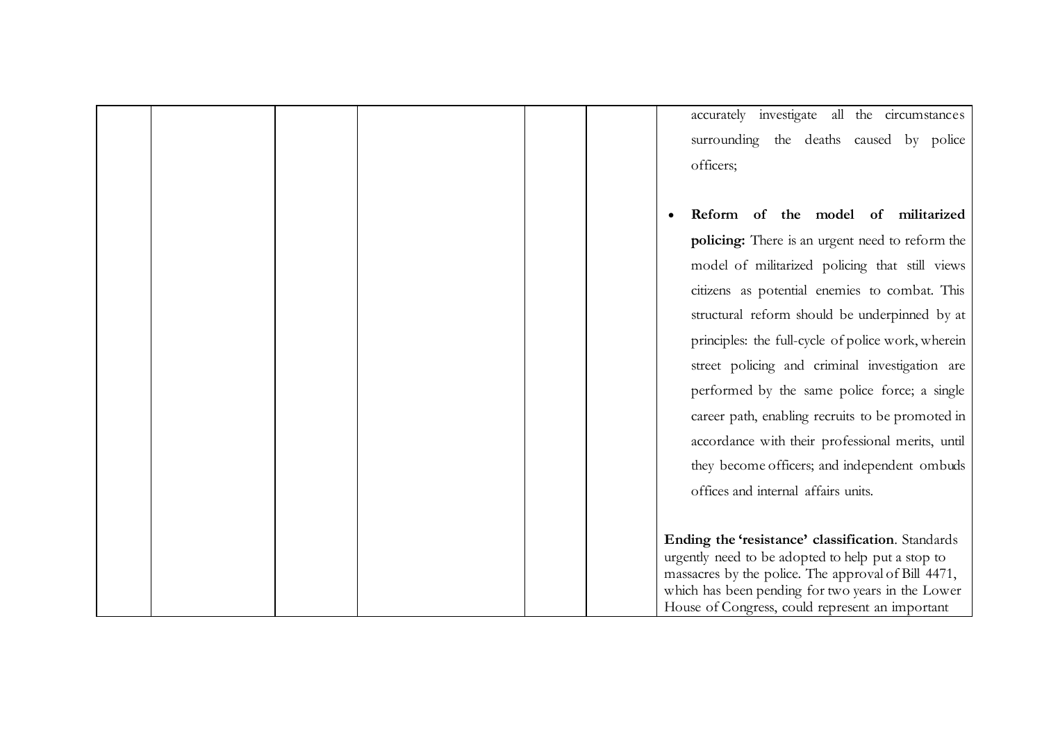| | | | | | | |
|---|---|---|---|---|---|---|
| | | | | | | accurately investigate all the circumstances surrounding the deaths caused by police officers;<br><br>• **Reform of the model of militarized policing:** There is an urgent need to reform the model of militarized policing that still views citizens as potential enemies to combat. This structural reform should be underpinned by at principles: the full-cycle of police work, wherein street policing and criminal investigation are performed by the same police force; a single career path, enabling recruits to be promoted in accordance with their professional merits, until they become officers; and independent ombuds offices and internal affairs units.<br><br>**Ending the 'resistance' classification**. Standards urgently need to be adopted to help put a stop to massacres by the police. The approval of Bill 4471, which has been pending for two years in the Lower House of Congress, could represent an important |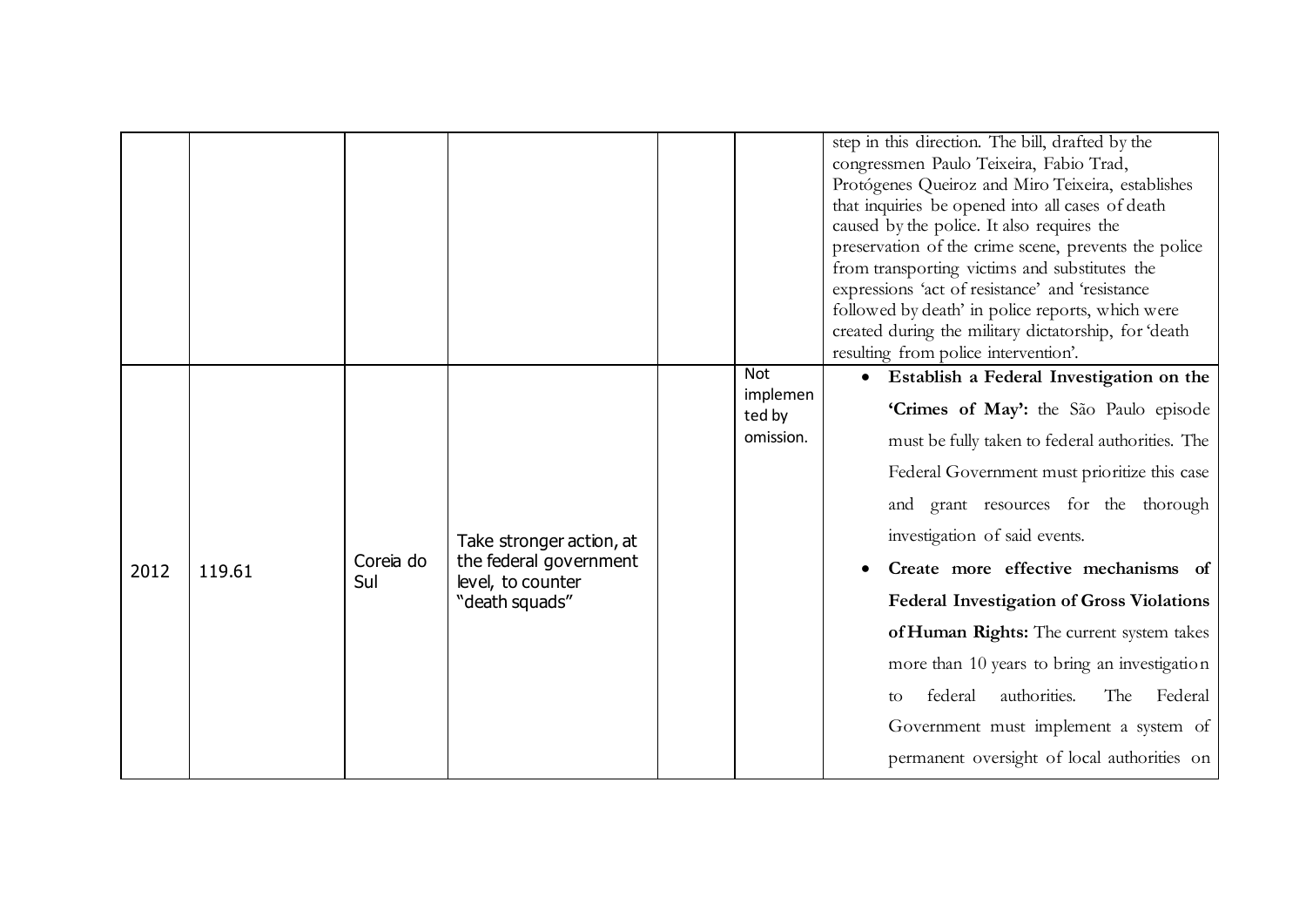|  |  |  |  |  |  |  |
|---|---|---|---|---|---|---|
|  |  |  |  |  |  | step in this direction. The bill, drafted by the congressmen Paulo Teixeira, Fabio Trad, Protógenes Queiroz and Miro Teixeira, establishes that inquiries be opened into all cases of death caused by the police. It also requires the preservation of the crime scene, prevents the police from transporting victims and substitutes the expressions 'act of resistance' and 'resistance followed by death' in police reports, which were created during the military dictatorship, for 'death resulting from police intervention'. |
| 2012 | 119.61 | Coreia do Sul | Take stronger action, at the federal government level, to counter "death squads" |  | Not implemented by omission. | • **Establish a Federal Investigation on the 'Crimes of May':** the São Paulo episode must be fully taken to federal authorities. The Federal Government must prioritize this case and grant resources for the thorough investigation of said events. <br> • **Create more effective mechanisms of Federal Investigation of Gross Violations of Human Rights:** The current system takes more than 10 years to bring an investigation to federal authorities. The Federal Government must implement a system of permanent oversight of local authorities on |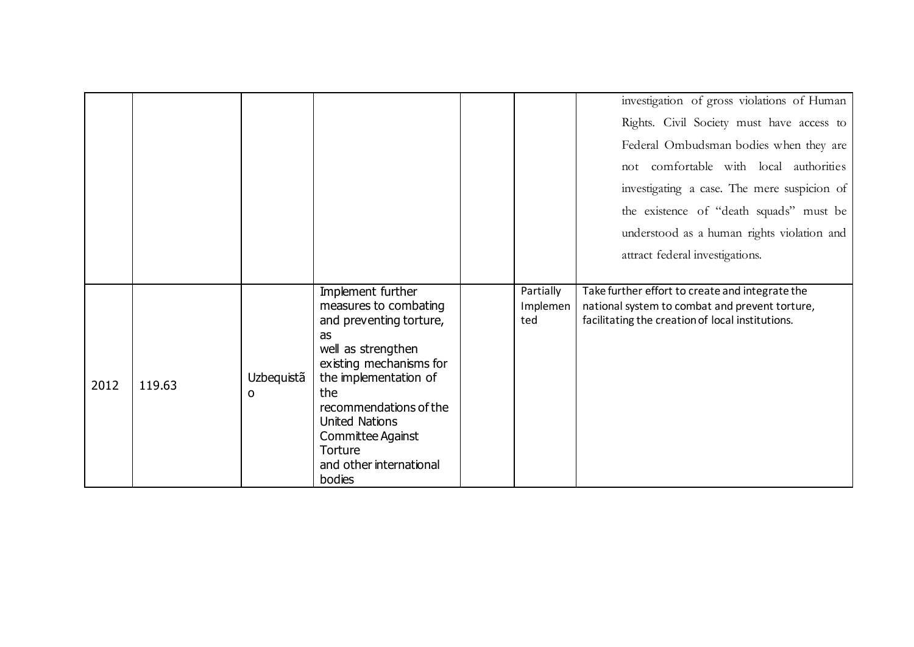| | | | | | | |
|---|---|---|---|---|---|---|
| | | | | | | investigation of gross violations of Human Rights. Civil Society must have access to Federal Ombudsman bodies when they are not comfortable with local authorities investigating a case. The mere suspicion of the existence of "death squads" must be understood as a human rights violation and attract federal investigations. |
| 2012 | 119.63 | Uzbequistão | Implement further measures to combating and preventing torture, as well as strengthen existing mechanisms for the implementation of the recommendations of the United Nations Committee Against Torture and other international bodies | | Partially Implemented | Take further effort to create and integrate the national system to combat and prevent torture, facilitating the creation of local institutions. |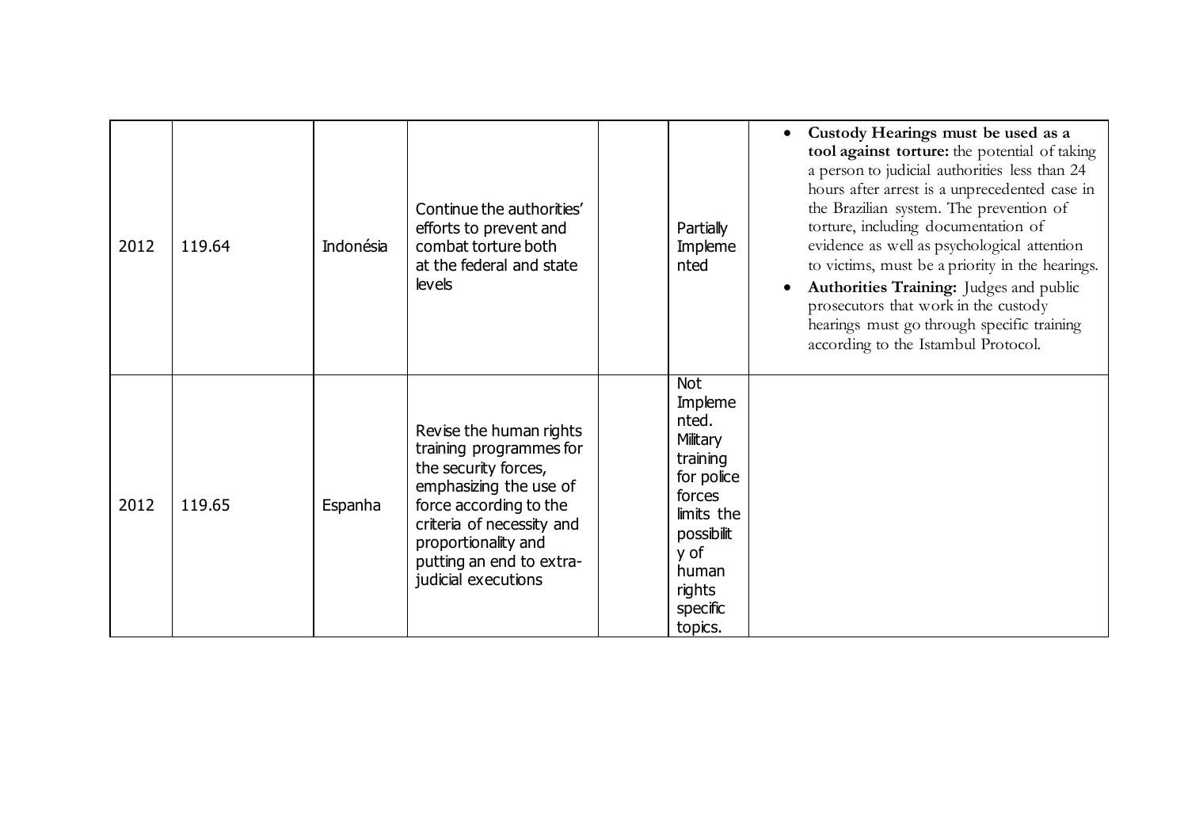| | | | | | | |
|---|---|---|---|---|---|---|
| 2012 | 119.64 | Indonésia | Continue the authorities' efforts to prevent and combat torture both at the federal and state levels | | Partially Implemented | • **Custody Hearings must be used as a tool against torture:** the potential of taking a person to judicial authorities less than 24 hours after arrest is a unprecedented case in the Brazilian system. The prevention of torture, including documentation of evidence as well as psychological attention to victims, must be a priority in the hearings. <br> • **Authorities Training:** Judges and public prosecutors that work in the custody hearings must go through specific training according to the Istambul Protocol. |
| 2012 | 119.65 | Espanha | Revise the human rights training programmes for the security forces, emphasizing the use of force according to the criteria of necessity and proportionality and putting an end to extra-judicial executions | | Not Implemented. Military training for police forces limits the possibility of human rights specific topics. | |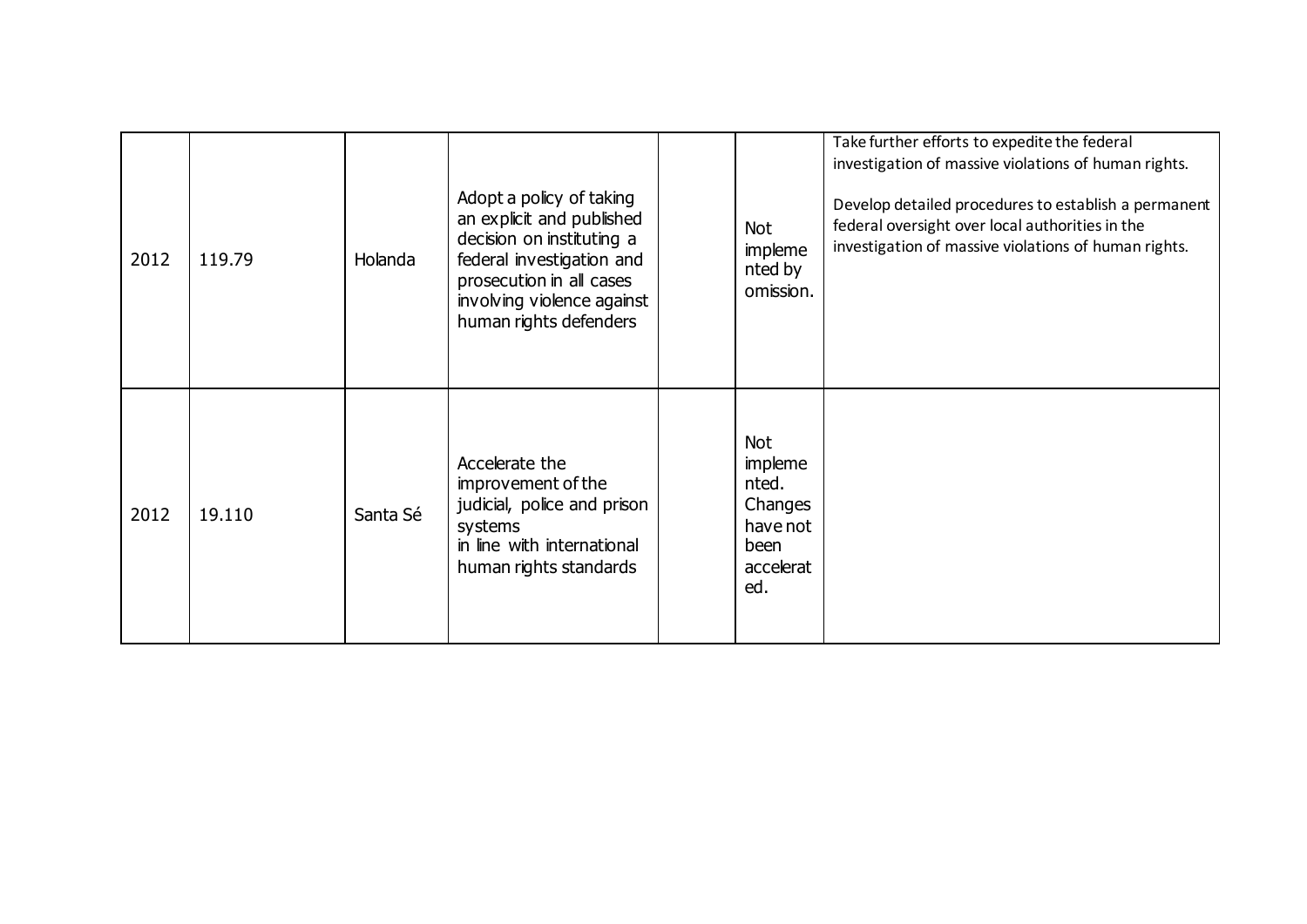| | | | | | | |
|---|---|---|---|---|---|---|
| 2012 | 119.79 | Holanda | Adopt a policy of taking an explicit and published decision on instituting a federal investigation and prosecution in all cases involving violence against human rights defenders | | Not implemented by omission. | Take further efforts to expedite the federal investigation of massive violations of human rights.<br><br>Develop detailed procedures to establish a permanent federal oversight over local authorities in the investigation of massive violations of human rights. |
| 2012 | 19.110 | Santa Sé | Accelerate the improvement of the judicial, police and prison systems in line with international human rights standards | | Not implemented. Changes have not been accelerated. | |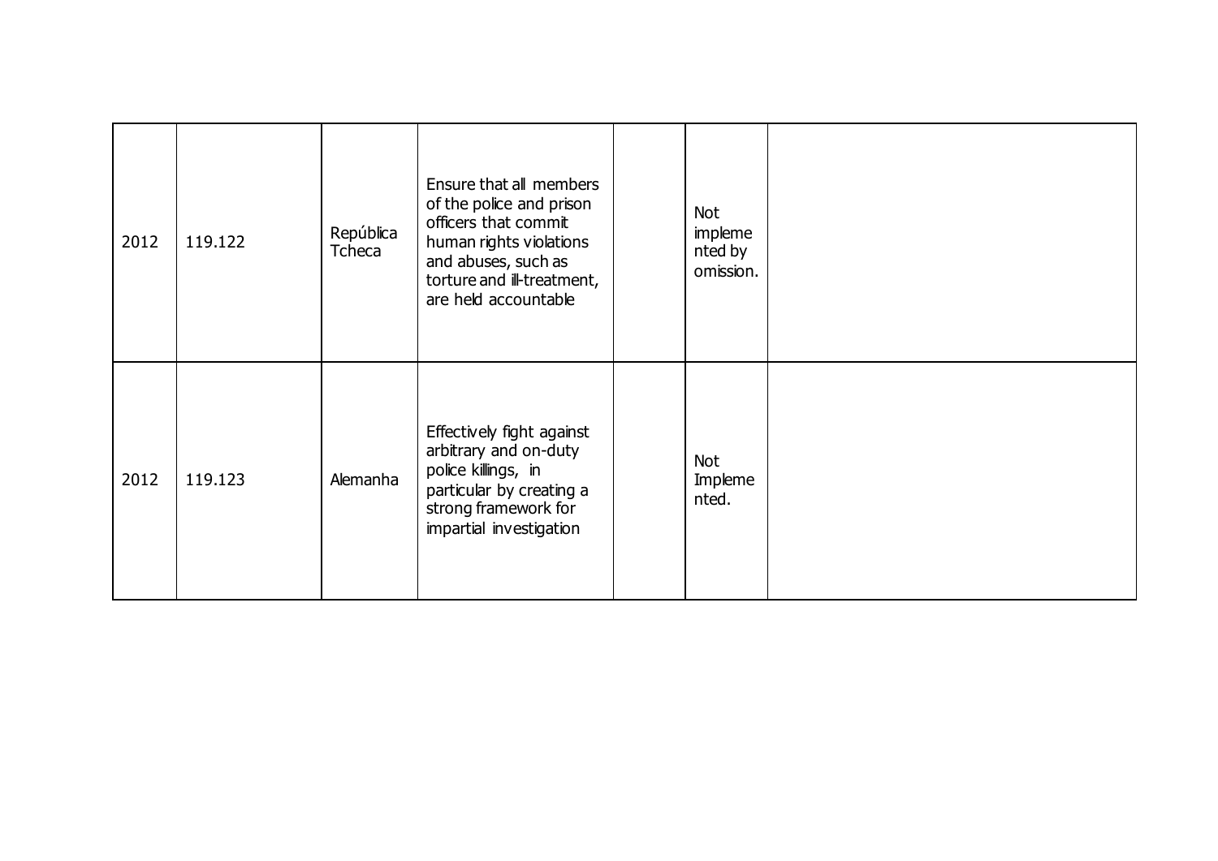| | | | | | | |
|---|---|---|---|---|---|---|
| 2012 | 119.122 | República Tcheca | Ensure that all members of the police and prison officers that commit human rights violations and abuses, such as torture and ill-treatment, are held accountable | | Not implemented by omission. | |
| 2012 | 119.123 | Alemanha | Effectively fight against arbitrary and on-duty police killings, in particular by creating a strong framework for impartial investigation | | Not Implemented. | |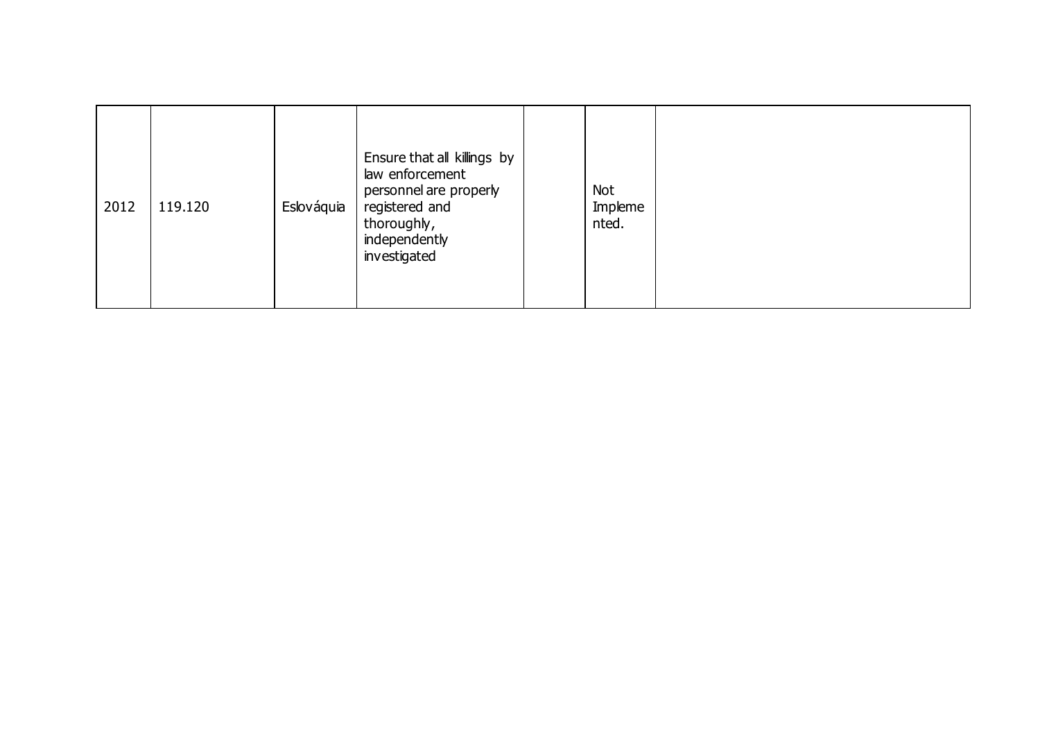| | | | | | | |
|---|---|---|---|---|---|---|
| 2012 | 119.120 | Eslováquia | Ensure that all killings by law enforcement personnel are properly registered and thoroughly, independently investigated | | Not Implemented. | |